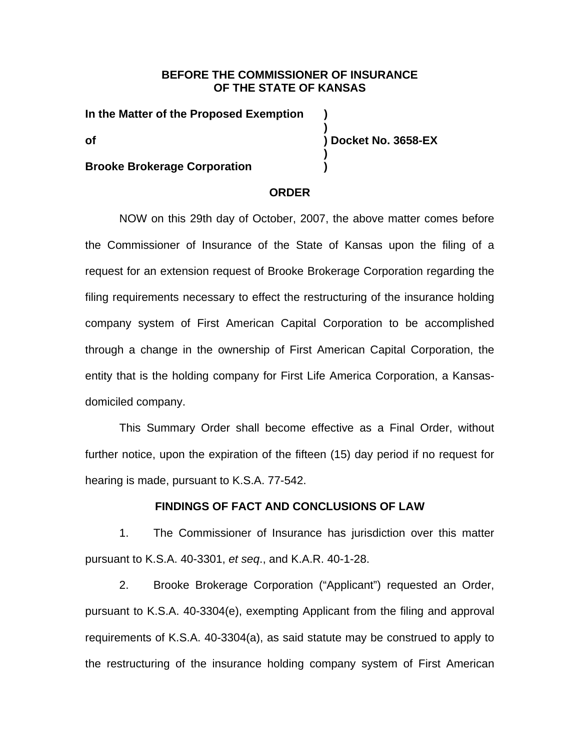**BEFORE THE COMMISSIONER OF INSURANCE**
**OF THE STATE OF KANSAS**

| | |
|---|---|
| **In the Matter of the Proposed Exemption** | **)** |
| | **)** |
| **of** | **) Docket No. 3658-EX** |
| | **)** |
| **Brooke Brokerage Corporation** | **)** |

**ORDER**

NOW on this 29th day of October, 2007, the above matter comes before the Commissioner of Insurance of the State of Kansas upon the filing of a request for an extension request of Brooke Brokerage Corporation regarding the filing requirements necessary to effect the restructuring of the insurance holding company system of First American Capital Corporation to be accomplished through a change in the ownership of First American Capital Corporation, the entity that is the holding company for First Life America Corporation, a Kansas-domiciled company.

This Summary Order shall become effective as a Final Order, without further notice, upon the expiration of the fifteen (15) day period if no request for hearing is made, pursuant to K.S.A. 77-542.

**FINDINGS OF FACT AND CONCLUSIONS OF LAW**

1. The Commissioner of Insurance has jurisdiction over this matter pursuant to K.S.A. 40-3301, *et seq*., and K.A.R. 40-1-28.

2. Brooke Brokerage Corporation ("Applicant") requested an Order, pursuant to K.S.A. 40-3304(e), exempting Applicant from the filing and approval requirements of K.S.A. 40-3304(a), as said statute may be construed to apply to the restructuring of the insurance holding company system of First American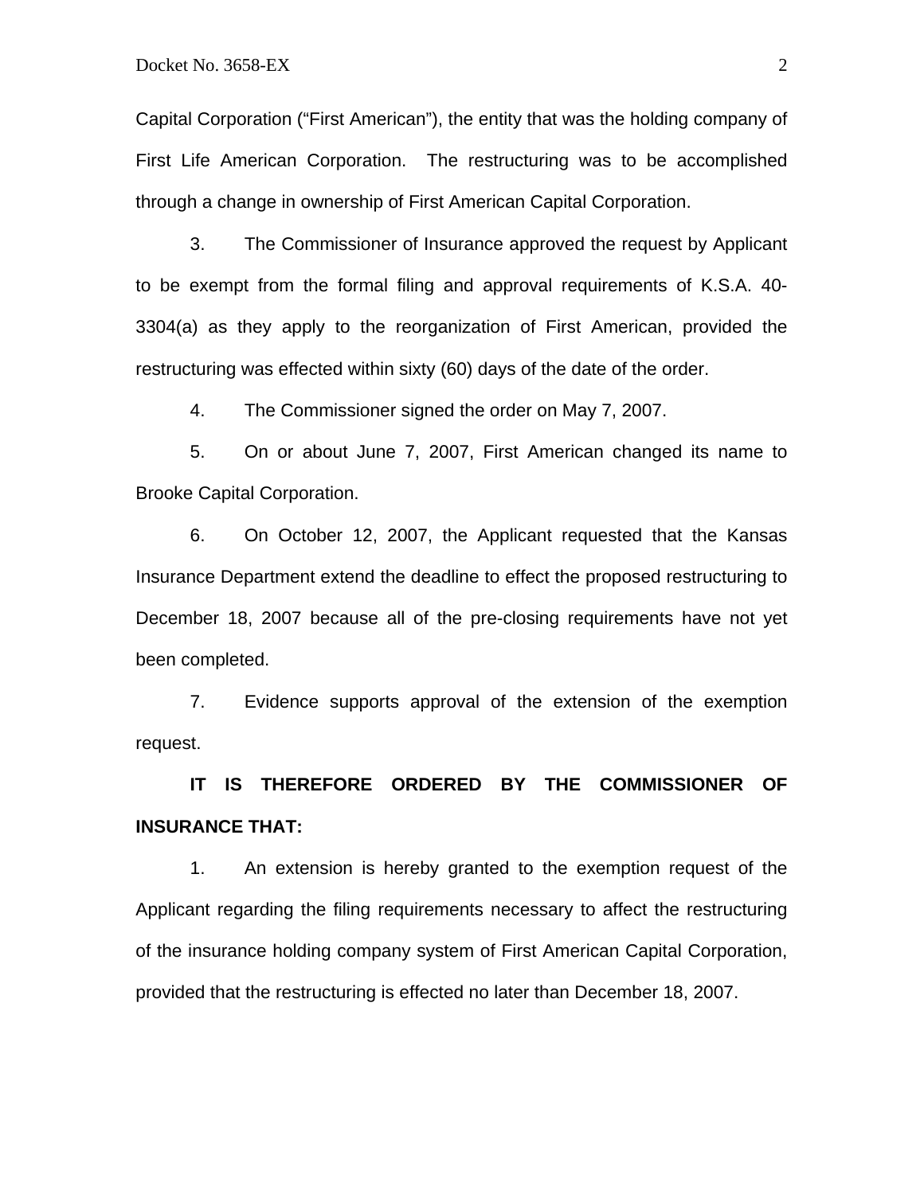Capital Corporation ("First American"), the entity that was the holding company of First Life American Corporation. The restructuring was to be accomplished through a change in ownership of First American Capital Corporation.

3. The Commissioner of Insurance approved the request by Applicant to be exempt from the formal filing and approval requirements of K.S.A. 40-3304(a) as they apply to the reorganization of First American, provided the restructuring was effected within sixty (60) days of the date of the order.

4. The Commissioner signed the order on May 7, 2007.

5. On or about June 7, 2007, First American changed its name to Brooke Capital Corporation.

6. On October 12, 2007, the Applicant requested that the Kansas Insurance Department extend the deadline to effect the proposed restructuring to December 18, 2007 because all of the pre-closing requirements have not yet been completed.

7. Evidence supports approval of the extension of the exemption request.

**IT IS THEREFORE ORDERED BY THE COMMISSIONER OF INSURANCE THAT:**

1. An extension is hereby granted to the exemption request of the Applicant regarding the filing requirements necessary to affect the restructuring of the insurance holding company system of First American Capital Corporation, provided that the restructuring is effected no later than December 18, 2007.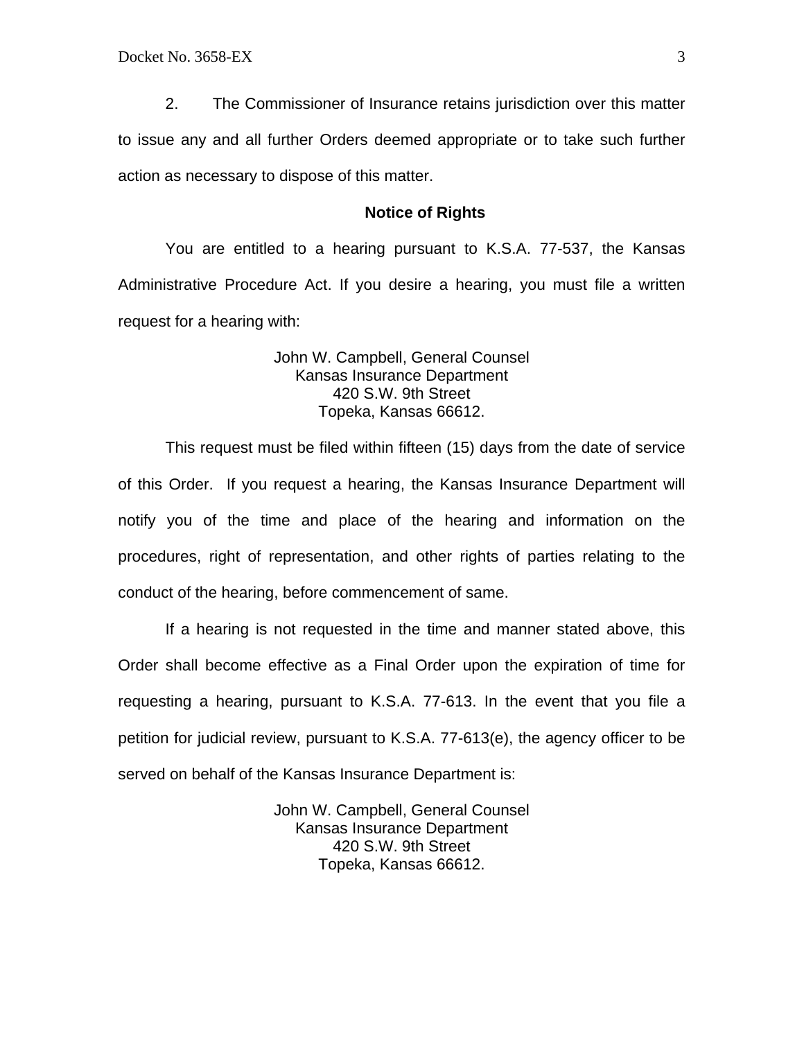2. The Commissioner of Insurance retains jurisdiction over this matter to issue any and all further Orders deemed appropriate or to take such further action as necessary to dispose of this matter.

**Notice of Rights**

You are entitled to a hearing pursuant to K.S.A. 77-537, the Kansas Administrative Procedure Act. If you desire a hearing, you must file a written request for a hearing with:

John W. Campbell, General Counsel
Kansas Insurance Department
420 S.W. 9th Street
Topeka, Kansas 66612.

This request must be filed within fifteen (15) days from the date of service of this Order. If you request a hearing, the Kansas Insurance Department will notify you of the time and place of the hearing and information on the procedures, right of representation, and other rights of parties relating to the conduct of the hearing, before commencement of same.

If a hearing is not requested in the time and manner stated above, this Order shall become effective as a Final Order upon the expiration of time for requesting a hearing, pursuant to K.S.A. 77-613. In the event that you file a petition for judicial review, pursuant to K.S.A. 77-613(e), the agency officer to be served on behalf of the Kansas Insurance Department is:

John W. Campbell, General Counsel
Kansas Insurance Department
420 S.W. 9th Street
Topeka, Kansas 66612.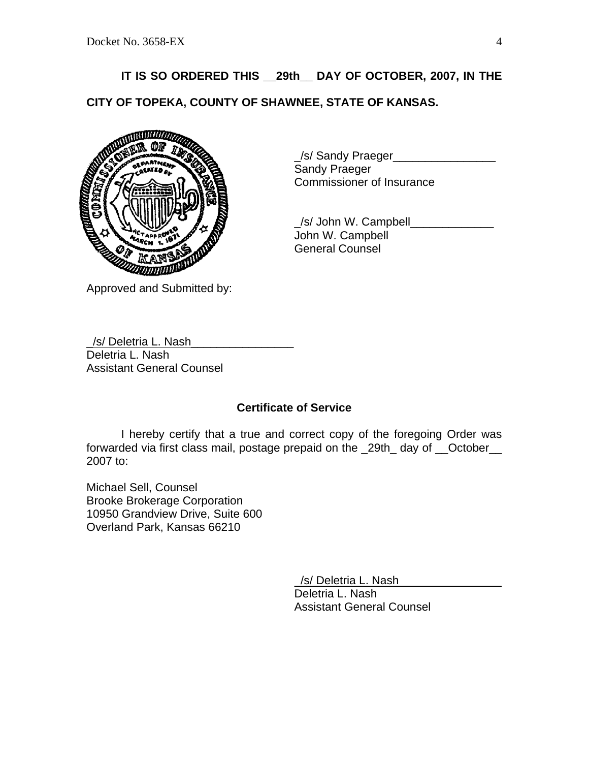**IT IS SO ORDERED THIS __29th__ DAY OF OCTOBER, 2007, IN THE CITY OF TOPEKA, COUNTY OF SHAWNEE, STATE OF KANSAS.**

_/s/ Sandy Praeger________________
Sandy Praeger
Commissioner of Insurance

_/s/ John W. Campbell_____________
John W. Campbell
General Counsel

Approved and Submitted by:

_/s/ Deletria L. Nash________________
Deletria L. Nash
Assistant General Counsel

**Certificate of Service**

I hereby certify that a true and correct copy of the foregoing Order was forwarded via first class mail, postage prepaid on the _29th_ day of __October__ 2007 to:

Michael Sell, Counsel
Brooke Brokerage Corporation
10950 Grandview Drive, Suite 600
Overland Park, Kansas 66210

_/s/ Deletria L. Nash________________
Deletria L. Nash
Assistant General Counsel